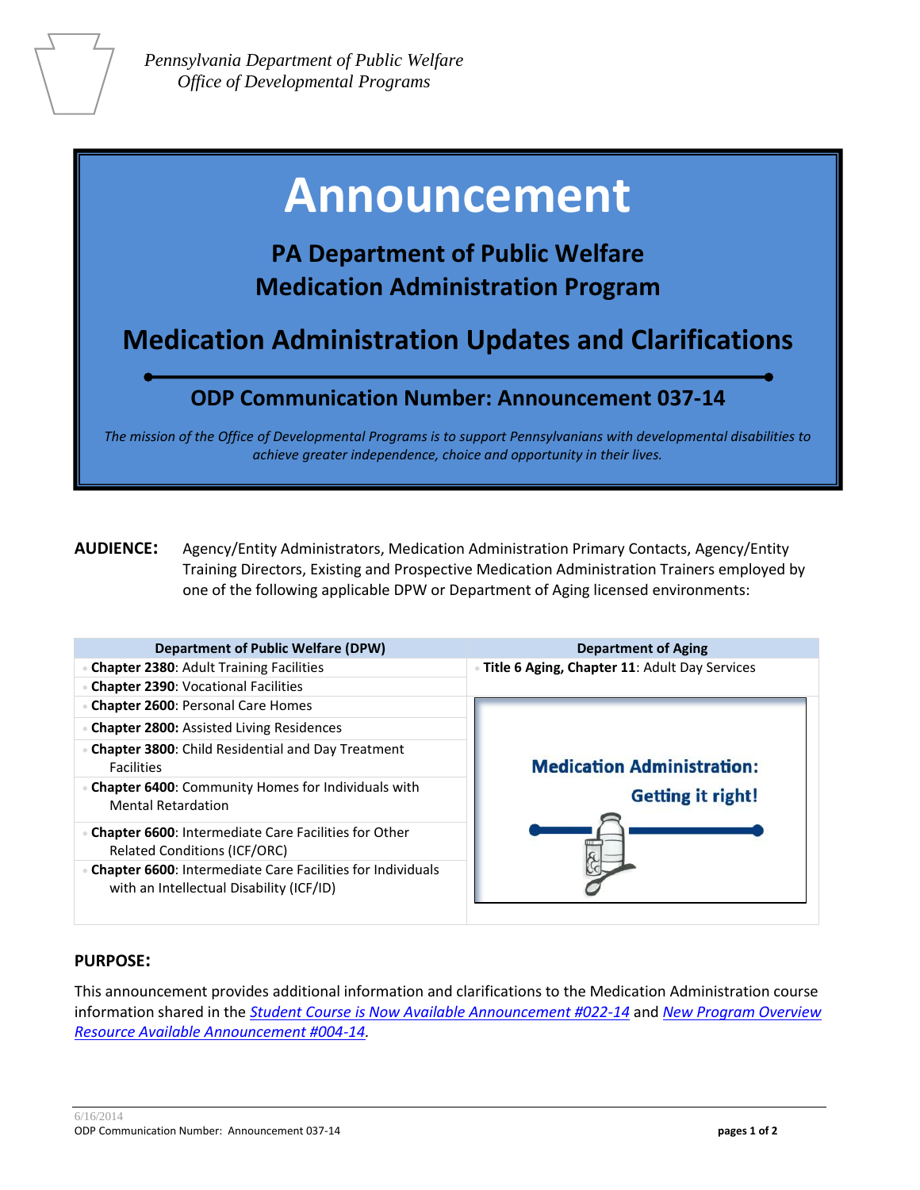*Pennsylvania Department of Public Welfare*
*Office of Developmental Programs*

# Announcement

## PA Department of Public Welfare
## Medication Administration Program

## Medication Administration Updates and Clarifications

### ODP Communication Number: Announcement 037-14

*The mission of the Office of Developmental Programs is to support Pennsylvanians with developmental disabilities to achieve greater independence, choice and opportunity in their lives.*

**AUDIENCE:** Agency/Entity Administrators, Medication Administration Primary Contacts, Agency/Entity Training Directors, Existing and Prospective Medication Administration Trainers employed by one of the following applicable DPW or Department of Aging licensed environments:

| Department of Public Welfare (DPW) | Department of Aging |
|---|---|
| **Chapter 2380**: Adult Training Facilities | **Title 6 Aging, Chapter 11**: Adult Day Services |
| **Chapter 2390**: Vocational Facilities | |
| **Chapter 2600**: Personal Care Homes | |
| **Chapter 2800:** Assisted Living Residences | |
| **Chapter 3800**: Child Residential and Day Treatment Facilities | |
| **Chapter 6400**: Community Homes for Individuals with Mental Retardation | |
| **Chapter 6600**: Intermediate Care Facilities for Other Related Conditions (ICF/ORC) | |
| **Chapter 6600**: Intermediate Care Facilities for Individuals with an Intellectual Disability (ICF/ID) | |

**Medication Administration: Getting it right!**

**PURPOSE:**

This announcement provides additional information and clarifications to the Medication Administration course information shared in the *Student Course is Now Available Announcement #022-14* and *New Program Overview Resource Available Announcement #004-14.*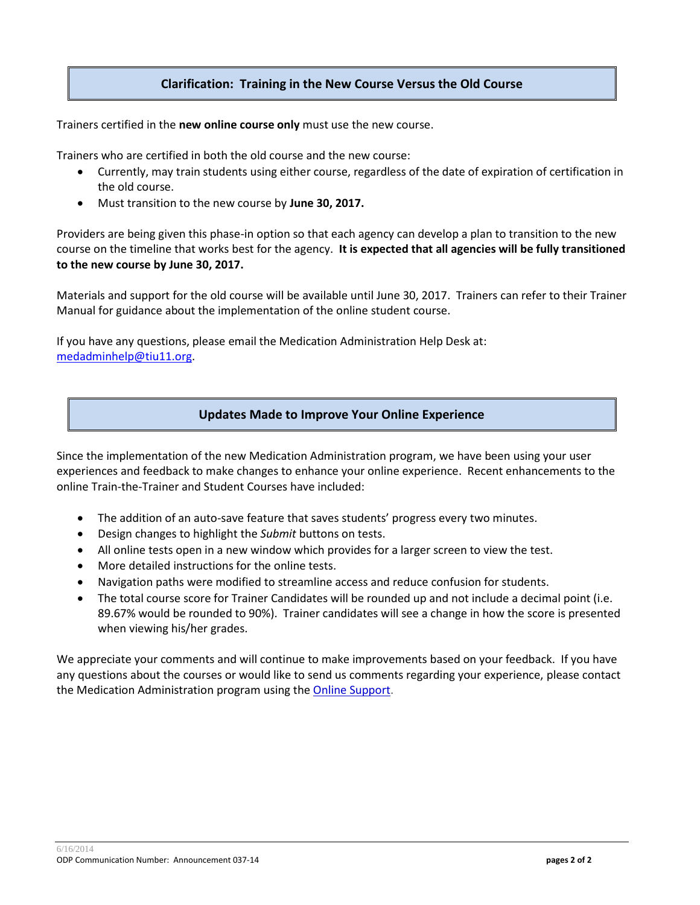## Clarification: Training in the New Course Versus the Old Course

Trainers certified in the **new online course only** must use the new course.

Trainers who are certified in both the old course and the new course:

- Currently, may train students using either course, regardless of the date of expiration of certification in the old course.
- Must transition to the new course by **June 30, 2017.**

Providers are being given this phase-in option so that each agency can develop a plan to transition to the new course on the timeline that works best for the agency. **It is expected that all agencies will be fully transitioned to the new course by June 30, 2017.**

Materials and support for the old course will be available until June 30, 2017. Trainers can refer to their Trainer Manual for guidance about the implementation of the online student course.

If you have any questions, please email the Medication Administration Help Desk at: [medadminhelp@tiu11.org](mailto:medadminhelp@tiu11.org).

## Updates Made to Improve Your Online Experience

Since the implementation of the new Medication Administration program, we have been using your user experiences and feedback to make changes to enhance your online experience. Recent enhancements to the online Train-the-Trainer and Student Courses have included:

- The addition of an auto-save feature that saves students' progress every two minutes.
- Design changes to highlight the *Submit* buttons on tests.
- All online tests open in a new window which provides for a larger screen to view the test.
- More detailed instructions for the online tests.
- Navigation paths were modified to streamline access and reduce confusion for students.
- The total course score for Trainer Candidates will be rounded up and not include a decimal point (i.e. 89.67% would be rounded to 90%). Trainer candidates will see a change in how the score is presented when viewing his/her grades.

We appreciate your comments and will continue to make improvements based on your feedback. If you have any questions about the courses or would like to send us comments regarding your experience, please contact the Medication Administration program using the [Online Support](#).

6/16/2014
ODP Communication Number: Announcement 037-14